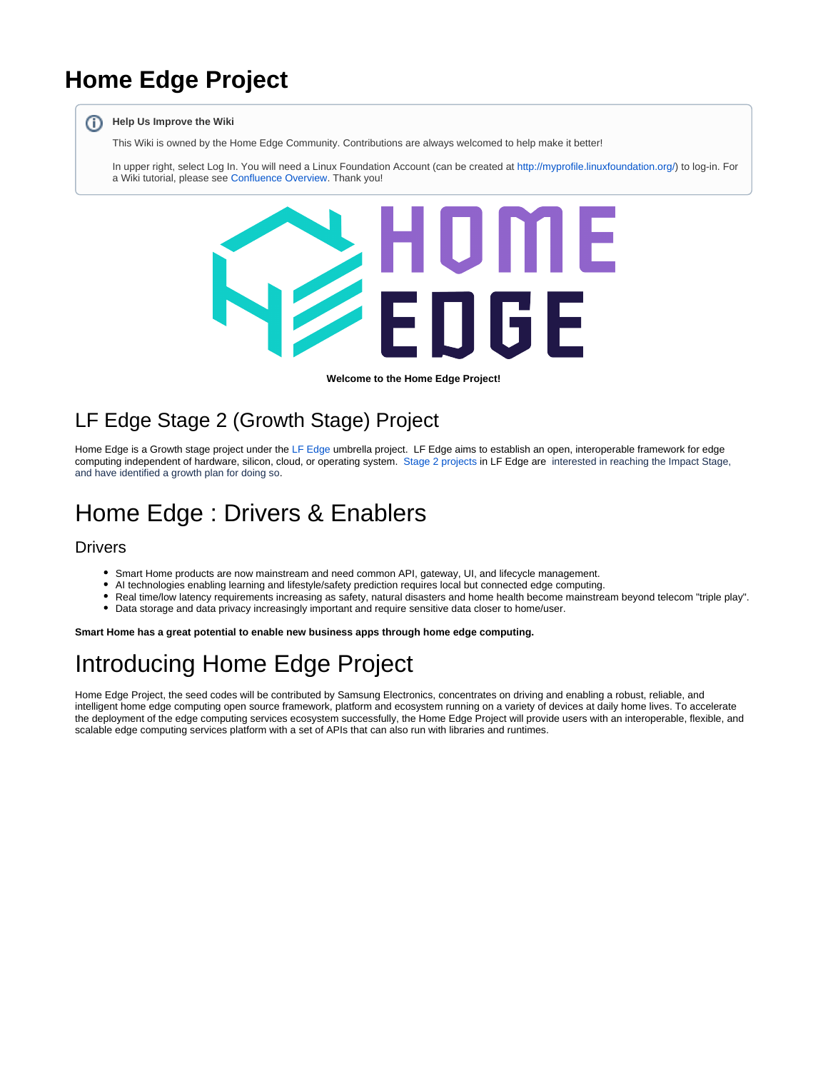# Home Edge Project

**Help Us Improve the Wiki**

This Wiki is owned by the Home Edge Community. Contributions are always welcomed to help make it better!

In upper right, select Log In. You will need a Linux Foundation Account (can be created at http://myprofile.linuxfoundation.org/) to log-in. For a Wiki tutorial, please see Confluence Overview. Thank you!

**Welcome to the Home Edge Project!**

## LF Edge Stage 2 (Growth Stage) Project

Home Edge is a Growth stage project under the LF Edge umbrella project. LF Edge aims to establish an open, interoperable framework for edge computing independent of hardware, silicon, cloud, or operating system. Stage 2 projects in LF Edge are interested in reaching the Impact Stage, and have identified a growth plan for doing so.

# Home Edge : Drivers & Enablers

## Drivers

- Smart Home products are now mainstream and need common API, gateway, UI, and lifecycle management.
- AI technologies enabling learning and lifestyle/safety prediction requires local but connected edge computing.
- Real time/low latency requirements increasing as safety, natural disasters and home health become mainstream beyond telecom "triple play".
- Data storage and data privacy increasingly important and require sensitive data closer to home/user.

**Smart Home has a great potential to enable new business apps through home edge computing.**

# Introducing Home Edge Project

Home Edge Project, the seed codes will be contributed by Samsung Electronics, concentrates on driving and enabling a robust, reliable, and intelligent home edge computing open source framework, platform and ecosystem running on a variety of devices at daily home lives. To accelerate the deployment of the edge computing services ecosystem successfully, the Home Edge Project will provide users with an interoperable, flexible, and scalable edge computing services platform with a set of APIs that can also run with libraries and runtimes.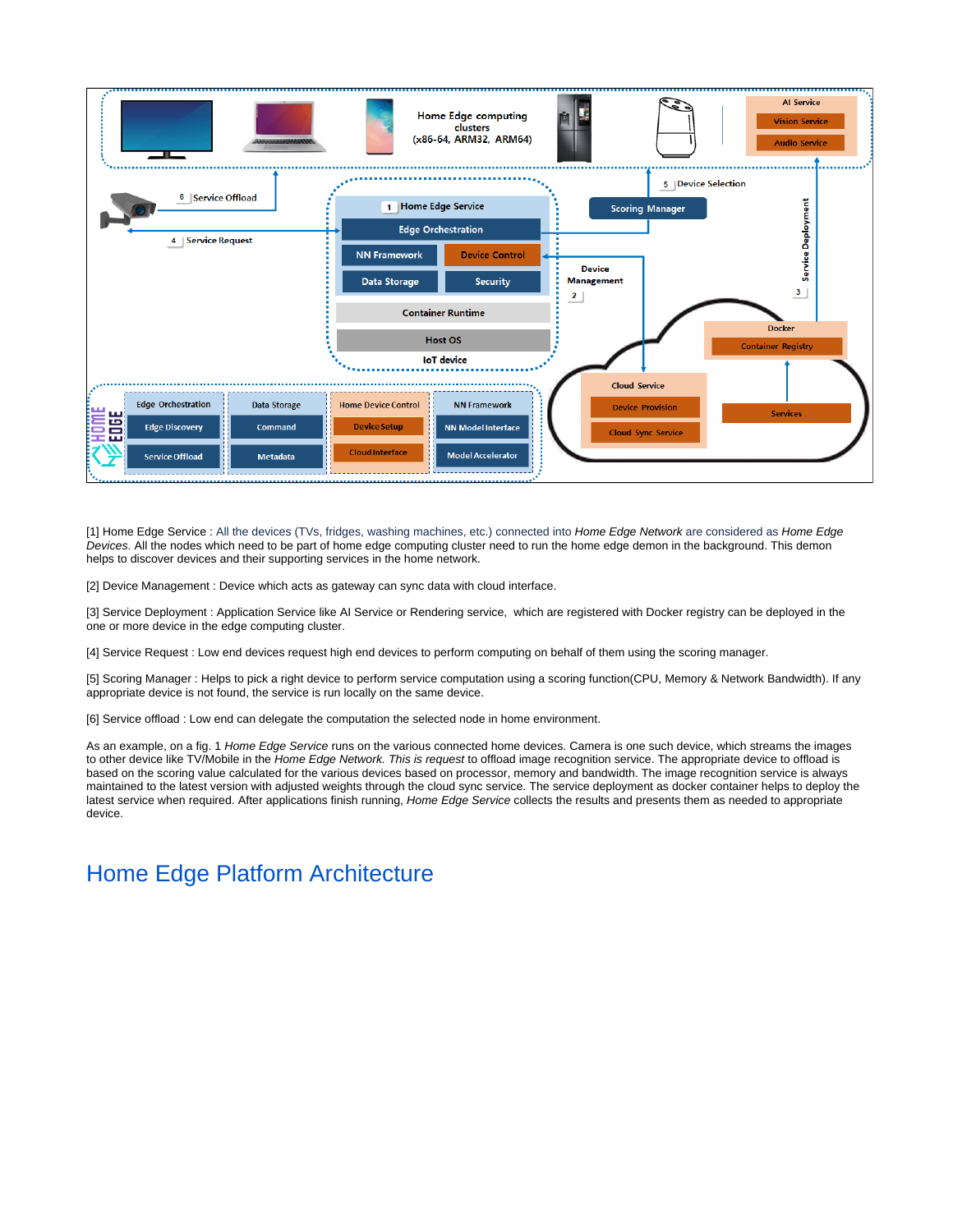[1] Home Edge Service : All the devices (TVs, fridges, washing machines, etc.) connected into *Home Edge Network* are considered as *Home Edge Devices*. All the nodes which need to be part of home edge computing cluster need to run the home edge demon in the background. This demon helps to discover devices and their supporting services in the home network.

[2] Device Management : Device which acts as gateway can sync data with cloud interface.

[3] Service Deployment : Application Service like AI Service or Rendering service, which are registered with Docker registry can be deployed in the one or more device in the edge computing cluster.

[4] Service Request : Low end devices request high end devices to perform computing on behalf of them using the scoring manager.

[5] Scoring Manager : Helps to pick a right device to perform service computation using a scoring function(CPU, Memory & Network Bandwidth). If any appropriate device is not found, the service is run locally on the same device.

[6] Service offload : Low end can delegate the computation the selected node in home environment.

As an example, on a fig. 1 *Home Edge Service* runs on the various connected home devices. Camera is one such device, which streams the images to other device like TV/Mobile in the *Home Edge Network. This is request* to offload image recognition service. The appropriate device to offload is based on the scoring value calculated for the various devices based on processor, memory and bandwidth. The image recognition service is always maintained to the latest version with adjusted weights through the cloud sync service. The service deployment as docker container helps to deploy the latest service when required. After applications finish running, *Home Edge Service* collects the results and presents them as needed to appropriate device.

# Home Edge Platform Architecture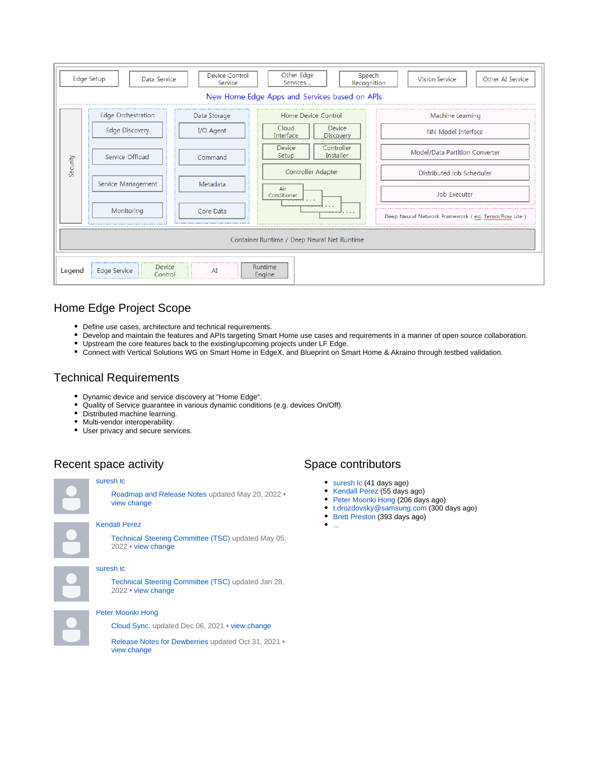Edge Setup
Data Service
Device Control Service
Other Edge Services...
Speech Recognition
Vision Service
Other AI Service

New Home Edge Apps and Services based on APIs

Security

Edge Orchestration
Edge Discovery
Service Offload
Service Management
Monitoring

Data Storage
I/O Agent
Command
Metadata
Core Data

Home Device Control
Cloud Interface
Device Discovery
Device Setup
Controller Installer
Controller Adapter
Air Conditioner
. . .
. . .
. . .

Machine Learning
NN Model Interface
Model/Data Partition Converter
Distributed Job Scheduler
Job Executer
Deep Neural Network Framework ( eg. TensorFlow Lite )

Container Runtime / Deep Neural Net Runtime

Legend
Edge Service
Device Control
AI
Runtime Engine

## Home Edge Project Scope

- Define use cases, architecture and technical requirements.
- Develop and maintain the features and APIs targeting Smart Home use cases and requirements in a manner of open source collaboration.
- Upstream the core features back to the existing/upcoming projects under LF Edge.
- Connect with Vertical Solutions WG on Smart Home in EdgeX, and Blueprint on Smart Home & Akraino through testbed validation.

## Technical Requirements

- Dynamic device and service discovery at "Home Edge".
- Quality of Service guarantee in various dynamic conditions (e.g. devices On/Off).
- Distributed machine learning.
- Multi-vendor interoperability.
- User privacy and secure services.

## Recent space activity

suresh lc

Roadmap and Release Notes updated May 20, 2022 • view change

Kendall Perez

Technical Steering Committee (TSC) updated May 05, 2022 • view change

suresh lc

Technical Steering Committee (TSC) updated Jan 28, 2022 • view change

Peter Moonki Hong

Cloud Sync. updated Dec 06, 2021 • view change

Release Notes for Dewberries updated Oct 31, 2021 • view change

## Space contributors

- suresh lc (41 days ago)
- Kendall Perez (55 days ago)
- Peter Moonki Hong (206 days ago)
- t.drozdovsky@samsung.com (300 days ago)
- Brett Preston (393 days ago)
- ...